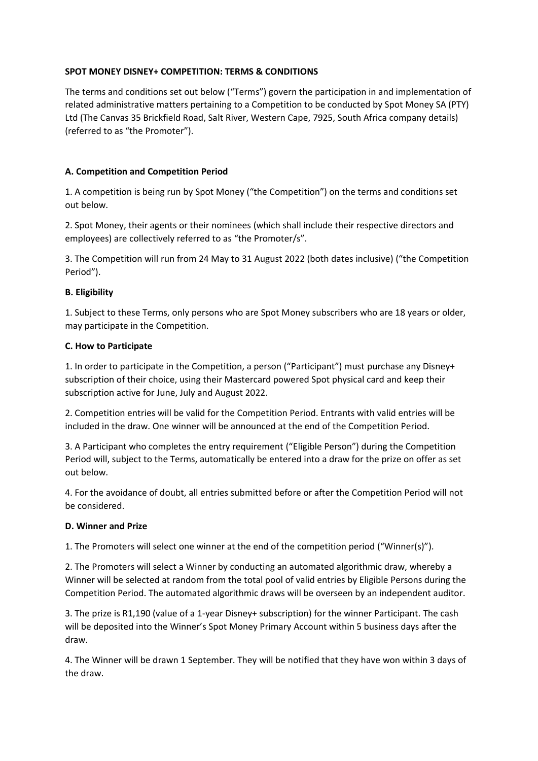**SPOT MONEY DISNEY+ COMPETITION: TERMS & CONDITIONS**

The terms and conditions set out below ("Terms") govern the participation in and implementation of related administrative matters pertaining to a Competition to be conducted by Spot Money SA (PTY) Ltd (The Canvas 35 Brickfield Road, Salt River, Western Cape, 7925, South Africa company details) (referred to as "the Promoter").

**A. Competition and Competition Period**

1. A competition is being run by Spot Money ("the Competition") on the terms and conditions set out below.

2. Spot Money, their agents or their nominees (which shall include their respective directors and employees) are collectively referred to as "the Promoter/s".

3. The Competition will run from 24 May to 31 August 2022 (both dates inclusive) ("the Competition Period").

**B. Eligibility**

1. Subject to these Terms, only persons who are Spot Money subscribers who are 18 years or older, may participate in the Competition.

**C. How to Participate**

1. In order to participate in the Competition, a person ("Participant") must purchase any Disney+ subscription of their choice, using their Mastercard powered Spot physical card and keep their subscription active for June, July and August 2022.

2. Competition entries will be valid for the Competition Period. Entrants with valid entries will be included in the draw. One winner will be announced at the end of the Competition Period.

3. A Participant who completes the entry requirement ("Eligible Person") during the Competition Period will, subject to the Terms, automatically be entered into a draw for the prize on offer as set out below.

4. For the avoidance of doubt, all entries submitted before or after the Competition Period will not be considered.

**D. Winner and Prize**

1. The Promoters will select one winner at the end of the competition period ("Winner(s)").

2. The Promoters will select a Winner by conducting an automated algorithmic draw, whereby a Winner will be selected at random from the total pool of valid entries by Eligible Persons during the Competition Period. The automated algorithmic draws will be overseen by an independent auditor.

3. The prize is R1,190 (value of a 1-year Disney+ subscription) for the winner Participant. The cash will be deposited into the Winner's Spot Money Primary Account within 5 business days after the draw.

4. The Winner will be drawn 1 September. They will be notified that they have won within 3 days of the draw.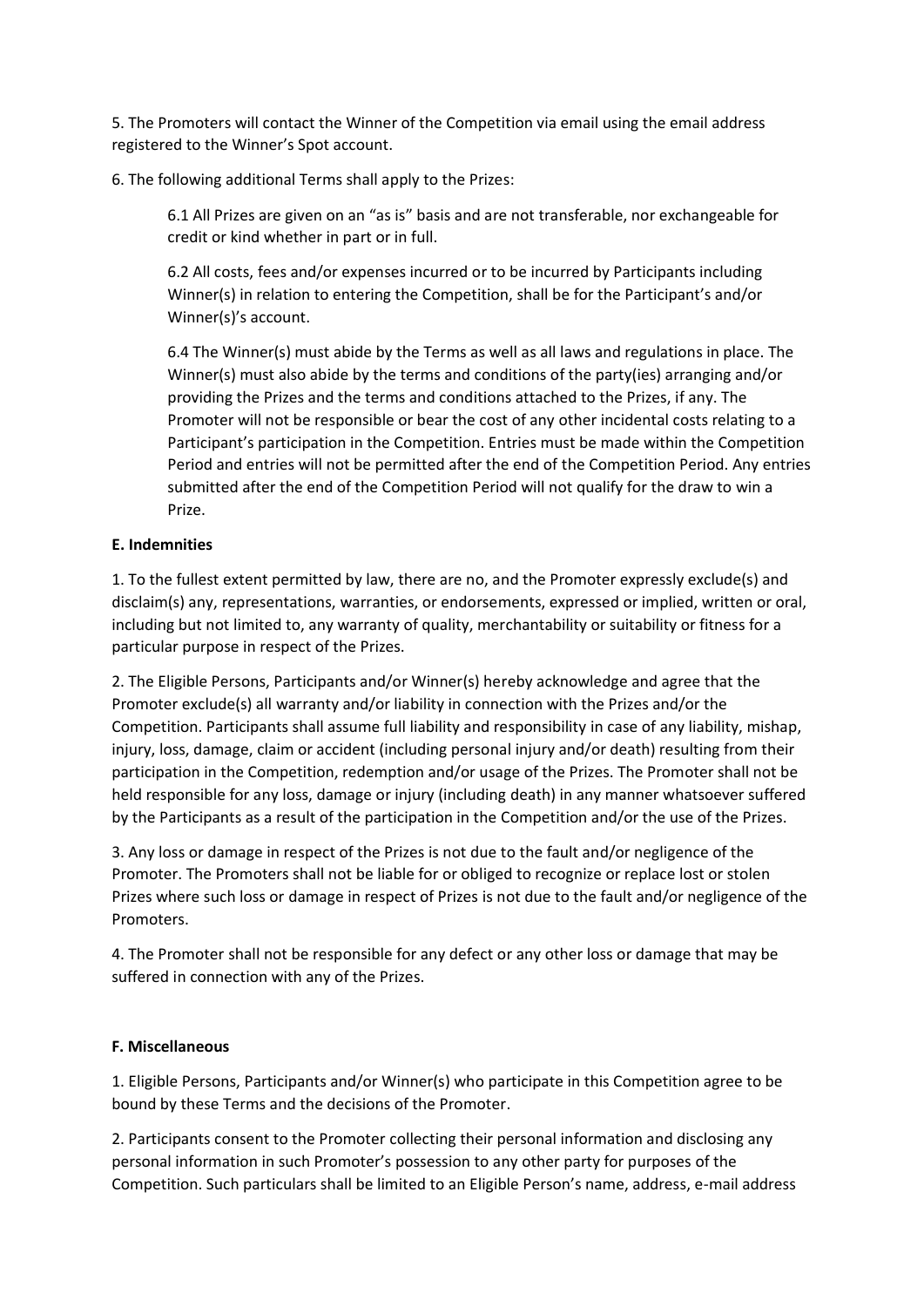5. The Promoters will contact the Winner of the Competition via email using the email address registered to the Winner's Spot account.

6. The following additional Terms shall apply to the Prizes:

> 6.1 All Prizes are given on an "as is" basis and are not transferable, nor exchangeable for credit or kind whether in part or in full.
>
> 6.2 All costs, fees and/or expenses incurred or to be incurred by Participants including Winner(s) in relation to entering the Competition, shall be for the Participant's and/or Winner(s)'s account.
>
> 6.4 The Winner(s) must abide by the Terms as well as all laws and regulations in place. The Winner(s) must also abide by the terms and conditions of the party(ies) arranging and/or providing the Prizes and the terms and conditions attached to the Prizes, if any. The Promoter will not be responsible or bear the cost of any other incidental costs relating to a Participant's participation in the Competition. Entries must be made within the Competition Period and entries will not be permitted after the end of the Competition Period. Any entries submitted after the end of the Competition Period will not qualify for the draw to win a Prize.

**E. Indemnities**

1. To the fullest extent permitted by law, there are no, and the Promoter expressly exclude(s) and disclaim(s) any, representations, warranties, or endorsements, expressed or implied, written or oral, including but not limited to, any warranty of quality, merchantability or suitability or fitness for a particular purpose in respect of the Prizes.

2. The Eligible Persons, Participants and/or Winner(s) hereby acknowledge and agree that the Promoter exclude(s) all warranty and/or liability in connection with the Prizes and/or the Competition. Participants shall assume full liability and responsibility in case of any liability, mishap, injury, loss, damage, claim or accident (including personal injury and/or death) resulting from their participation in the Competition, redemption and/or usage of the Prizes. The Promoter shall not be held responsible for any loss, damage or injury (including death) in any manner whatsoever suffered by the Participants as a result of the participation in the Competition and/or the use of the Prizes.

3. Any loss or damage in respect of the Prizes is not due to the fault and/or negligence of the Promoter. The Promoters shall not be liable for or obliged to recognize or replace lost or stolen Prizes where such loss or damage in respect of Prizes is not due to the fault and/or negligence of the Promoters.

4. The Promoter shall not be responsible for any defect or any other loss or damage that may be suffered in connection with any of the Prizes.

**F. Miscellaneous**

1. Eligible Persons, Participants and/or Winner(s) who participate in this Competition agree to be bound by these Terms and the decisions of the Promoter.

2. Participants consent to the Promoter collecting their personal information and disclosing any personal information in such Promoter's possession to any other party for purposes of the Competition. Such particulars shall be limited to an Eligible Person's name, address, e-mail address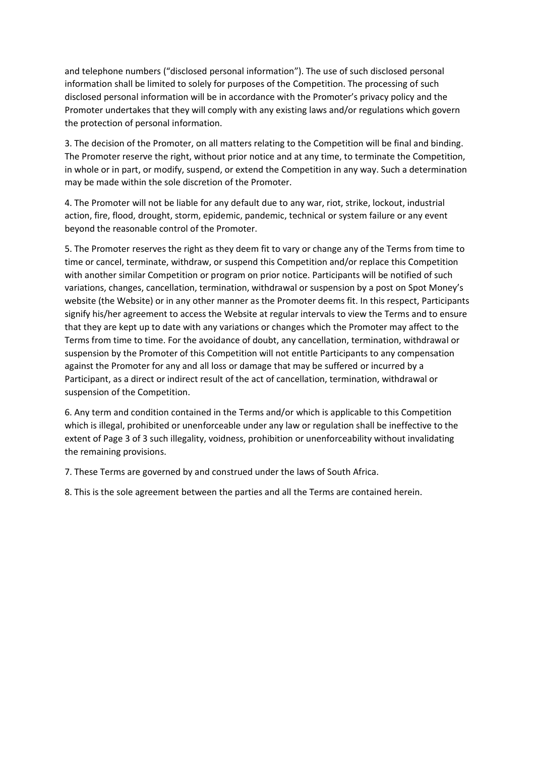and telephone numbers ("disclosed personal information"). The use of such disclosed personal information shall be limited to solely for purposes of the Competition. The processing of such disclosed personal information will be in accordance with the Promoter's privacy policy and the Promoter undertakes that they will comply with any existing laws and/or regulations which govern the protection of personal information.

3. The decision of the Promoter, on all matters relating to the Competition will be final and binding. The Promoter reserve the right, without prior notice and at any time, to terminate the Competition, in whole or in part, or modify, suspend, or extend the Competition in any way. Such a determination may be made within the sole discretion of the Promoter.

4. The Promoter will not be liable for any default due to any war, riot, strike, lockout, industrial action, fire, flood, drought, storm, epidemic, pandemic, technical or system failure or any event beyond the reasonable control of the Promoter.

5. The Promoter reserves the right as they deem fit to vary or change any of the Terms from time to time or cancel, terminate, withdraw, or suspend this Competition and/or replace this Competition with another similar Competition or program on prior notice. Participants will be notified of such variations, changes, cancellation, termination, withdrawal or suspension by a post on Spot Money's website (the Website) or in any other manner as the Promoter deems fit. In this respect, Participants signify his/her agreement to access the Website at regular intervals to view the Terms and to ensure that they are kept up to date with any variations or changes which the Promoter may affect to the Terms from time to time. For the avoidance of doubt, any cancellation, termination, withdrawal or suspension by the Promoter of this Competition will not entitle Participants to any compensation against the Promoter for any and all loss or damage that may be suffered or incurred by a Participant, as a direct or indirect result of the act of cancellation, termination, withdrawal or suspension of the Competition.

6. Any term and condition contained in the Terms and/or which is applicable to this Competition which is illegal, prohibited or unenforceable under any law or regulation shall be ineffective to the extent of such illegality, voidness, prohibition or unenforceability without invalidating the remaining provisions.

7. These Terms are governed by and construed under the laws of South Africa.

8. This is the sole agreement between the parties and all the Terms are contained herein.